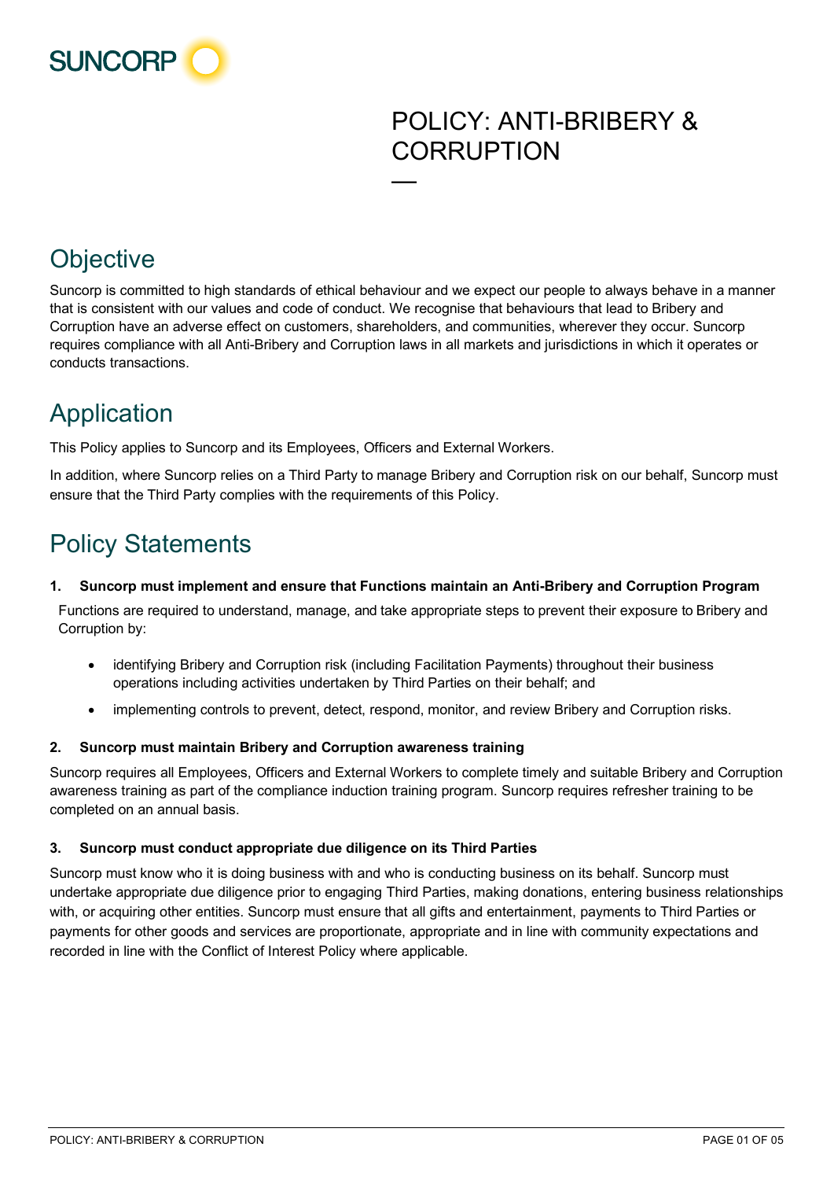SUNCORP

# POLICY: ANTI-BRIBERY & CORRUPTION

## Objective

Suncorp is committed to high standards of ethical behaviour and we expect our people to always behave in a manner that is consistent with our values and code of conduct. We recognise that behaviours that lead to Bribery and Corruption have an adverse effect on customers, shareholders, and communities, wherever they occur. Suncorp requires compliance with all Anti-Bribery and Corruption laws in all markets and jurisdictions in which it operates or conducts transactions.

## Application

This Policy applies to Suncorp and its Employees, Officers and External Workers.

In addition, where Suncorp relies on a Third Party to manage Bribery and Corruption risk on our behalf, Suncorp must ensure that the Third Party complies with the requirements of this Policy.

## Policy Statements

**1. Suncorp must implement and ensure that Functions maintain an Anti-Bribery and Corruption Program**

Functions are required to understand, manage, and take appropriate steps to prevent their exposure to Bribery and Corruption by:

- identifying Bribery and Corruption risk (including Facilitation Payments) throughout their business operations including activities undertaken by Third Parties on their behalf; and
- implementing controls to prevent, detect, respond, monitor, and review Bribery and Corruption risks.

**2. Suncorp must maintain Bribery and Corruption awareness training**

Suncorp requires all Employees, Officers and External Workers to complete timely and suitable Bribery and Corruption awareness training as part of the compliance induction training program. Suncorp requires refresher training to be completed on an annual basis.

**3. Suncorp must conduct appropriate due diligence on its Third Parties**

Suncorp must know who it is doing business with and who is conducting business on its behalf. Suncorp must undertake appropriate due diligence prior to engaging Third Parties, making donations, entering business relationships with, or acquiring other entities. Suncorp must ensure that all gifts and entertainment, payments to Third Parties or payments for other goods and services are proportionate, appropriate and in line with community expectations and recorded in line with the Conflict of Interest Policy where applicable.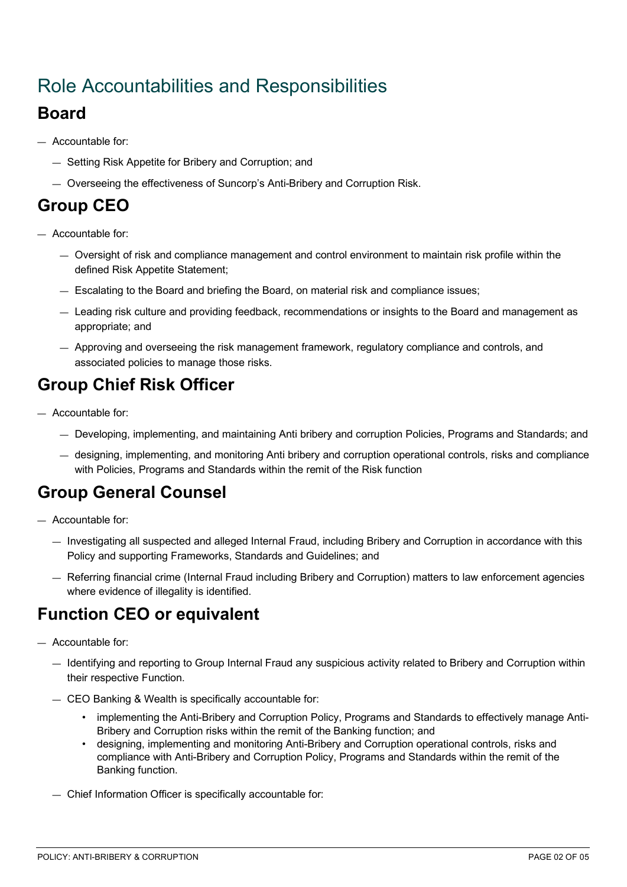# Role Accountabilities and Responsibilities

## Board

- Accountable for:
  - Setting Risk Appetite for Bribery and Corruption; and
  - Overseeing the effectiveness of Suncorp's Anti-Bribery and Corruption Risk.

## Group CEO

- Accountable for:
  - Oversight of risk and compliance management and control environment to maintain risk profile within the defined Risk Appetite Statement;
  - Escalating to the Board and briefing the Board, on material risk and compliance issues;
  - Leading risk culture and providing feedback, recommendations or insights to the Board and management as appropriate; and
  - Approving and overseeing the risk management framework, regulatory compliance and controls, and associated policies to manage those risks.

## Group Chief Risk Officer

- Accountable for:
  - Developing, implementing, and maintaining Anti bribery and corruption Policies, Programs and Standards; and
  - designing, implementing, and monitoring Anti bribery and corruption operational controls, risks and compliance with Policies, Programs and Standards within the remit of the Risk function

## Group General Counsel

- Accountable for:
  - Investigating all suspected and alleged Internal Fraud, including Bribery and Corruption in accordance with this Policy and supporting Frameworks, Standards and Guidelines; and
  - Referring financial crime (Internal Fraud including Bribery and Corruption) matters to law enforcement agencies where evidence of illegality is identified.

## Function CEO or equivalent

- Accountable for:
  - Identifying and reporting to Group Internal Fraud any suspicious activity related to Bribery and Corruption within their respective Function.
  - CEO Banking & Wealth is specifically accountable for:
    - implementing the Anti-Bribery and Corruption Policy, Programs and Standards to effectively manage Anti-Bribery and Corruption risks within the remit of the Banking function; and
    - designing, implementing and monitoring Anti-Bribery and Corruption operational controls, risks and compliance with Anti-Bribery and Corruption Policy, Programs and Standards within the remit of the Banking function.
  - Chief Information Officer is specifically accountable for: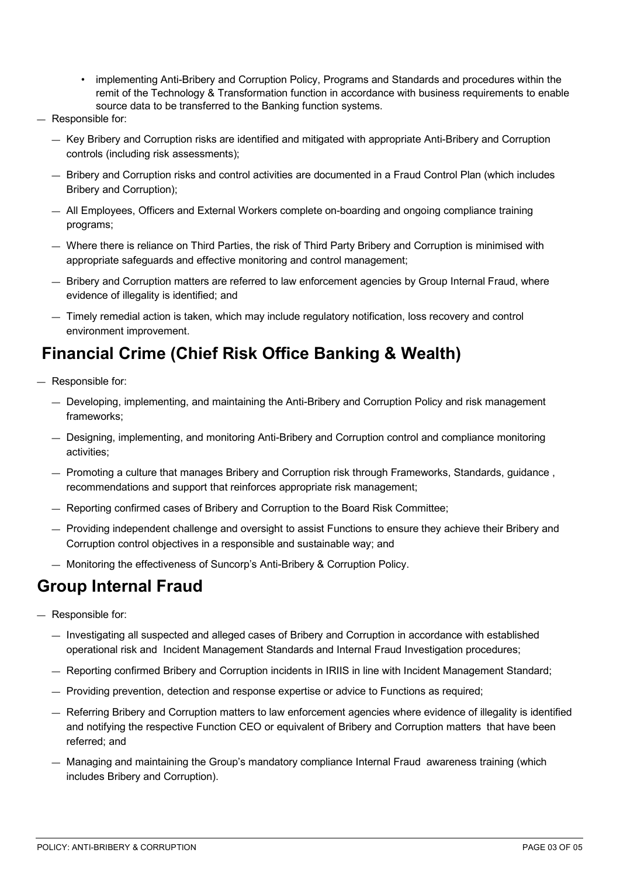- implementing Anti-Bribery and Corruption Policy, Programs and Standards and procedures within the remit of the Technology & Transformation function in accordance with business requirements to enable source data to be transferred to the Banking function systems.

- Responsible for:
  - Key Bribery and Corruption risks are identified and mitigated with appropriate Anti-Bribery and Corruption controls (including risk assessments);
  - Bribery and Corruption risks and control activities are documented in a Fraud Control Plan (which includes Bribery and Corruption);
  - All Employees, Officers and External Workers complete on-boarding and ongoing compliance training programs;
  - Where there is reliance on Third Parties, the risk of Third Party Bribery and Corruption is minimised with appropriate safeguards and effective monitoring and control management;
  - Bribery and Corruption matters are referred to law enforcement agencies by Group Internal Fraud, where evidence of illegality is identified; and
  - Timely remedial action is taken, which may include regulatory notification, loss recovery and control environment improvement.

## Financial Crime (Chief Risk Office Banking & Wealth)

- Responsible for:
  - Developing, implementing, and maintaining the Anti-Bribery and Corruption Policy and risk management frameworks;
  - Designing, implementing, and monitoring Anti-Bribery and Corruption control and compliance monitoring activities;
  - Promoting a culture that manages Bribery and Corruption risk through Frameworks, Standards, guidance , recommendations and support that reinforces appropriate risk management;
  - Reporting confirmed cases of Bribery and Corruption to the Board Risk Committee;
  - Providing independent challenge and oversight to assist Functions to ensure they achieve their Bribery and Corruption control objectives in a responsible and sustainable way; and
  - Monitoring the effectiveness of Suncorp's Anti-Bribery & Corruption Policy.

## Group Internal Fraud

- Responsible for:
  - Investigating all suspected and alleged cases of Bribery and Corruption in accordance with established operational risk and Incident Management Standards and Internal Fraud Investigation procedures;
  - Reporting confirmed Bribery and Corruption incidents in IRIIS in line with Incident Management Standard;
  - Providing prevention, detection and response expertise or advice to Functions as required;
  - Referring Bribery and Corruption matters to law enforcement agencies where evidence of illegality is identified and notifying the respective Function CEO or equivalent of Bribery and Corruption matters that have been referred; and
  - Managing and maintaining the Group's mandatory compliance Internal Fraud awareness training (which includes Bribery and Corruption).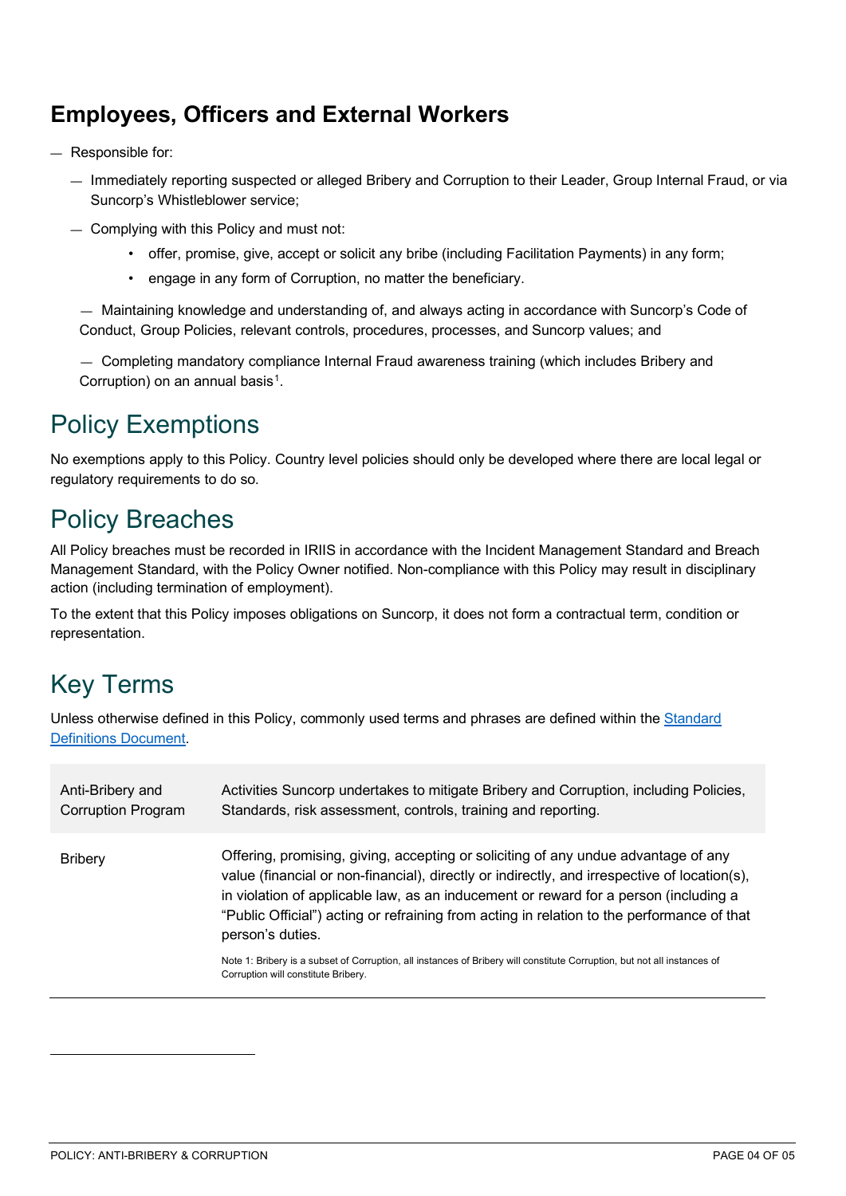### Employees, Officers and External Workers

- Responsible for:
  - Immediately reporting suspected or alleged Bribery and Corruption to their Leader, Group Internal Fraud, or via Suncorp's Whistleblower service;
  - Complying with this Policy and must not:
    - offer, promise, give, accept or solicit any bribe (including Facilitation Payments) in any form;
    - engage in any form of Corruption, no matter the beneficiary.
  - Maintaining knowledge and understanding of, and always acting in accordance with Suncorp's Code of Conduct, Group Policies, relevant controls, procedures, processes, and Suncorp values; and
  - Completing mandatory compliance Internal Fraud awareness training (which includes Bribery and Corruption) on an annual basis[1].

## Policy Exemptions

No exemptions apply to this Policy. Country level policies should only be developed where there are local legal or regulatory requirements to do so.

## Policy Breaches

All Policy breaches must be recorded in IRIIS in accordance with the Incident Management Standard and Breach Management Standard, with the Policy Owner notified. Non-compliance with this Policy may result in disciplinary action (including termination of employment).

To the extent that this Policy imposes obligations on Suncorp, it does not form a contractual term, condition or representation.

## Key Terms

Unless otherwise defined in this Policy, commonly used terms and phrases are defined within the [Standard Definitions Document](Standard Definitions Document).

| | |
|---|---|
| Anti-Bribery and Corruption Program | Activities Suncorp undertakes to mitigate Bribery and Corruption, including Policies, Standards, risk assessment, controls, training and reporting. |
| Bribery | Offering, promising, giving, accepting or soliciting of any undue advantage of any value (financial or non-financial), directly or indirectly, and irrespective of location(s), in violation of applicable law, as an inducement or reward for a person (including a "Public Official") acting or refraining from acting in relation to the performance of that person's duties.<br><br>Note 1: Bribery is a subset of Corruption, all instances of Bribery will constitute Corruption, but not all instances of Corruption will constitute Bribery. |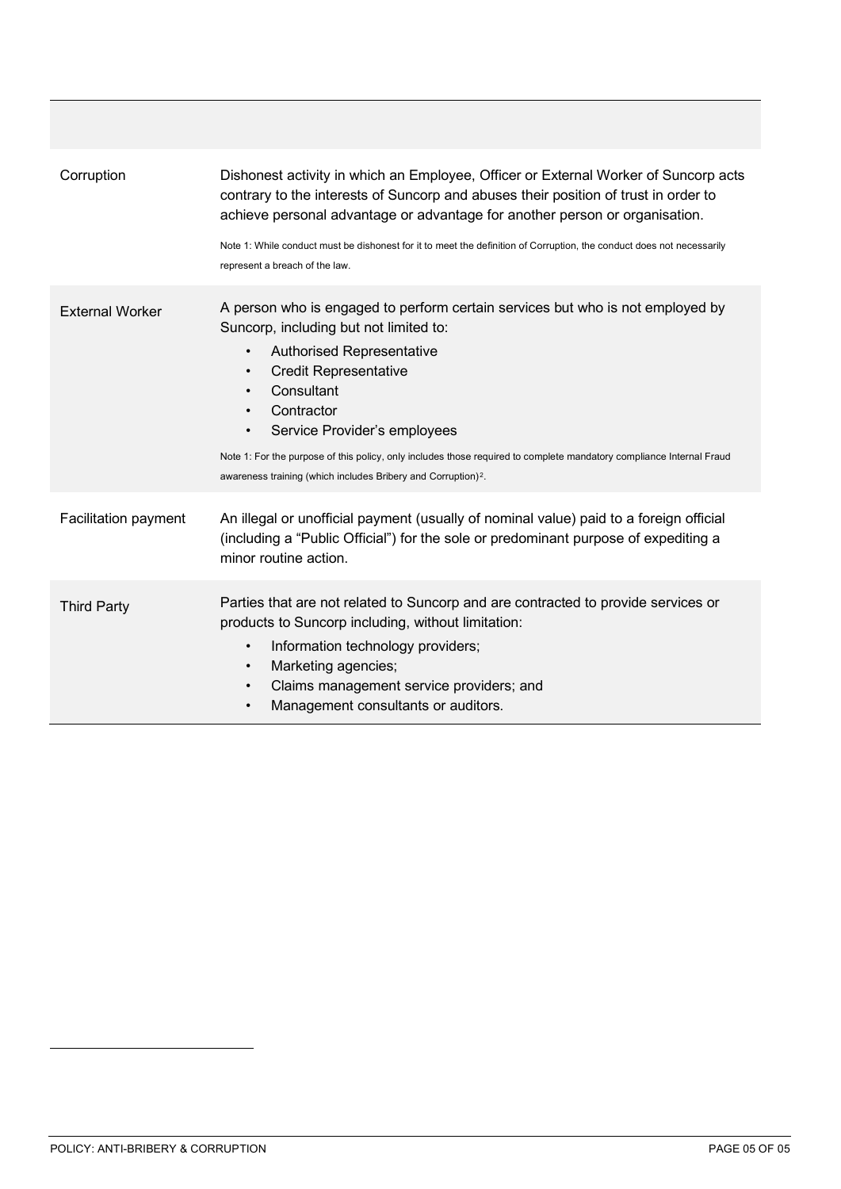| | |
|---|---|
| Corruption | Dishonest activity in which an Employee, Officer or External Worker of Suncorp acts contrary to the interests of Suncorp and abuses their position of trust in order to achieve personal advantage or advantage for another person or organisation.<br><br>Note 1: While conduct must be dishonest for it to meet the definition of Corruption, the conduct does not necessarily represent a breach of the law. |
| External Worker | A person who is engaged to perform certain services but who is not employed by Suncorp, including but not limited to:<br>• Authorised Representative<br>• Credit Representative<br>• Consultant<br>• Contractor<br>• Service Provider's employees<br><br>Note 1: For the purpose of this policy, only includes those required to complete mandatory compliance Internal Fraud awareness training (which includes Bribery and Corruption)[2]. |
| Facilitation payment | An illegal or unofficial payment (usually of nominal value) paid to a foreign official (including a "Public Official") for the sole or predominant purpose of expediting a minor routine action. |
| Third Party | Parties that are not related to Suncorp and are contracted to provide services or products to Suncorp including, without limitation:<br>• Information technology providers;<br>• Marketing agencies;<br>• Claims management service providers; and<br>• Management consultants or auditors. |